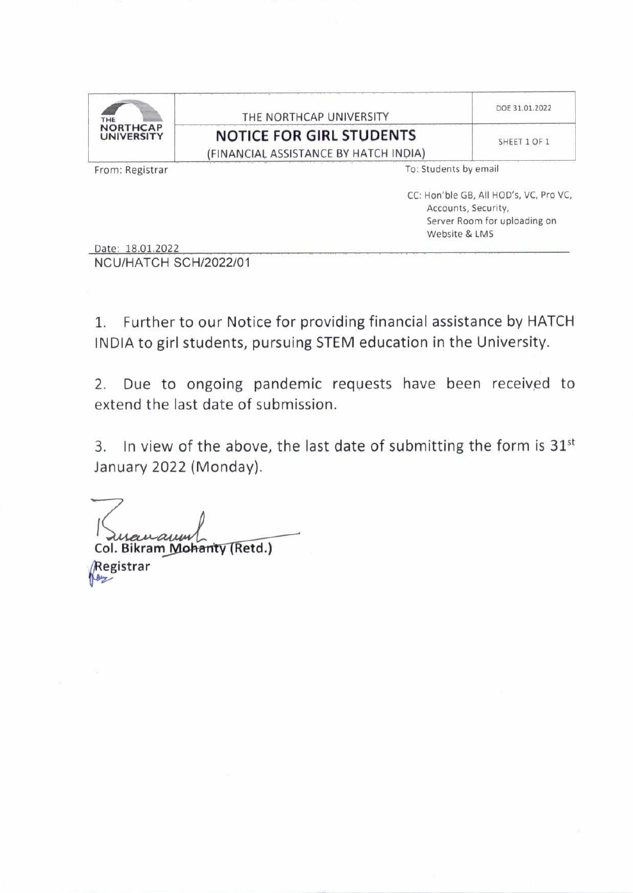| THE NORTHCAP UNIVERSITY | THE NORTHCAP UNIVERSITY | DOE 31.01.2022 |
| --- | --- | --- |
| | **NOTICE FOR GIRL STUDENTS** (FINANCIAL ASSISTANCE BY HATCH INDIA) | SHEET 1 OF 1 |

From: Registrar

To: Students by email

CC: Hon'ble GB, All HOD's, VC, Pro VC, Accounts, Security, Server Room for uploading on Website & LMS

Date: 18.01.2022

NCU/HATCH SCH/2022/01

1. Further to our Notice for providing financial assistance by HATCH INDIA to girl students, pursuing STEM education in the University.

2. Due to ongoing pandemic requests have been received to extend the last date of submission.

3. In view of the above, the last date of submitting the form is 31st January 2022 (Monday).

**Col. Bikram Mohanty (Retd.)**
**Registrar**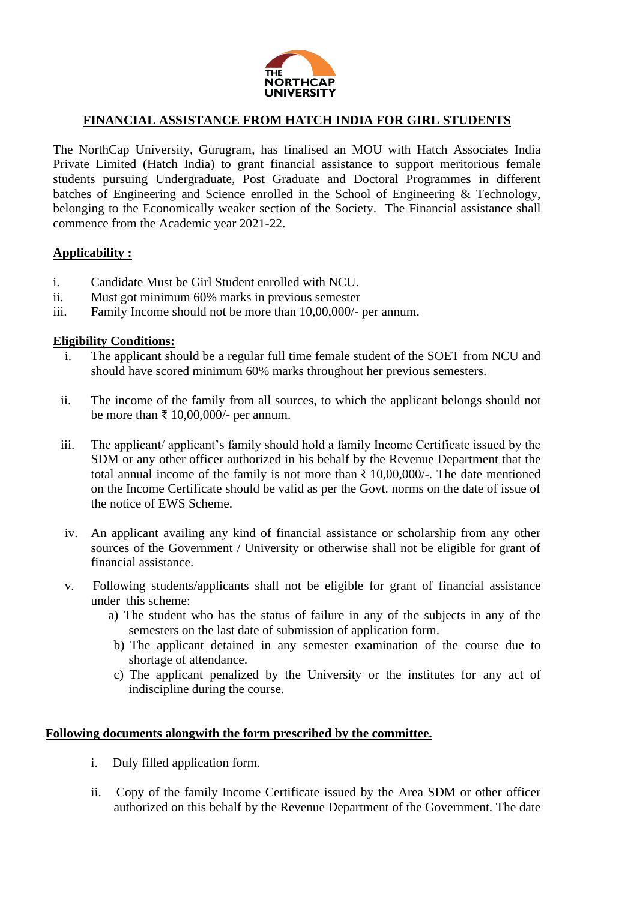THE NORTHCAP UNIVERSITY

## FINANCIAL ASSISTANCE FROM HATCH INDIA FOR GIRL STUDENTS

The NorthCap University, Gurugram, has finalised an MOU with Hatch Associates India Private Limited (Hatch India) to grant financial assistance to support meritorious female students pursuing Undergraduate, Post Graduate and Doctoral Programmes in different batches of Engineering and Science enrolled in the School of Engineering & Technology, belonging to the Economically weaker section of the Society. The Financial assistance shall commence from the Academic year 2021-22.

### Applicability :

i. Candidate Must be Girl Student enrolled with NCU.
ii. Must got minimum 60% marks in previous semester
iii. Family Income should not be more than 10,00,000/- per annum.

### Eligibility Conditions:

i. The applicant should be a regular full time female student of the SOET from NCU and should have scored minimum 60% marks throughout her previous semesters.

ii. The income of the family from all sources, to which the applicant belongs should not be more than ₹ 10,00,000/- per annum.

iii. The applicant/ applicant's family should hold a family Income Certificate issued by the SDM or any other officer authorized in his behalf by the Revenue Department that the total annual income of the family is not more than ₹ 10,00,000/-. The date mentioned on the Income Certificate should be valid as per the Govt. norms on the date of issue of the notice of EWS Scheme.

iv. An applicant availing any kind of financial assistance or scholarship from any other sources of the Government / University or otherwise shall not be eligible for grant of financial assistance.

v. Following students/applicants shall not be eligible for grant of financial assistance under this scheme:
   a) The student who has the status of failure in any of the subjects in any of the semesters on the last date of submission of application form.
   b) The applicant detained in any semester examination of the course due to shortage of attendance.
   c) The applicant penalized by the University or the institutes for any act of indiscipline during the course.

### Following documents alongwith the form prescribed by the committee.

i. Duly filled application form.

ii. Copy of the family Income Certificate issued by the Area SDM or other officer authorized on this behalf by the Revenue Department of the Government. The date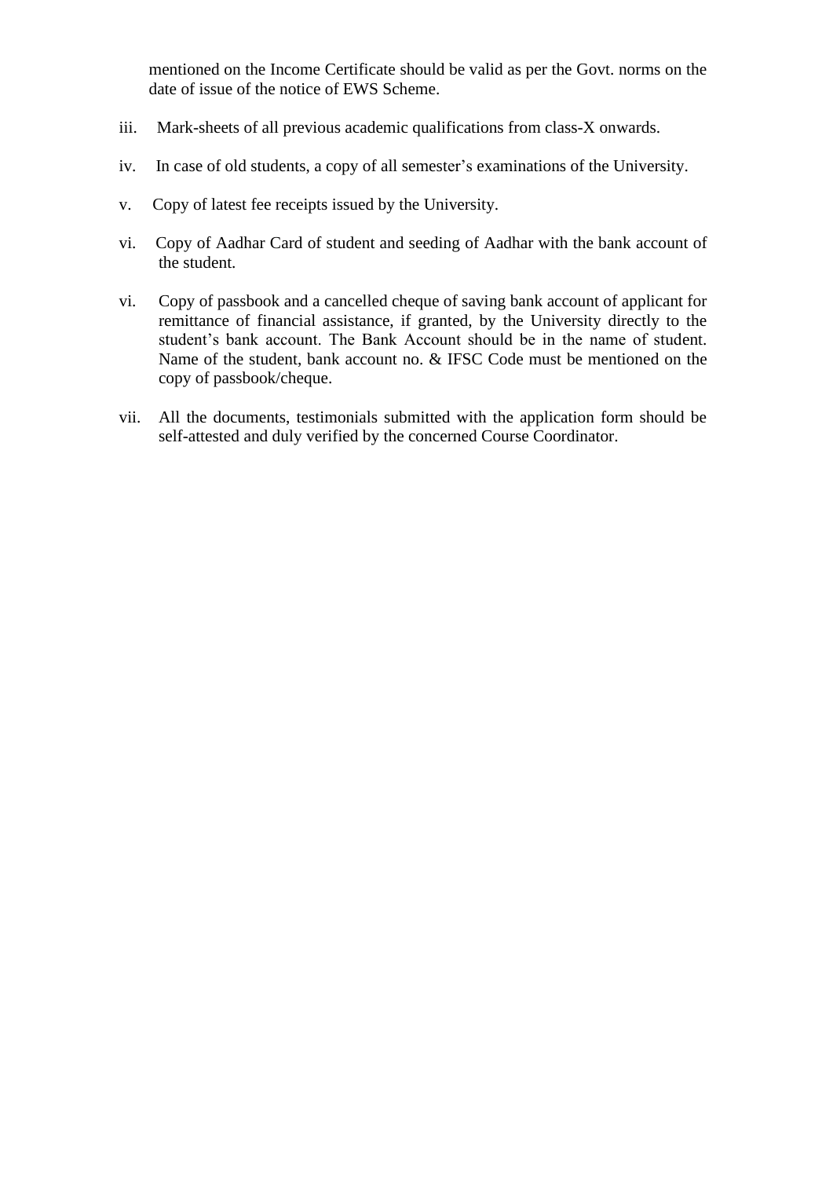mentioned on the Income Certificate should be valid as per the Govt. norms on the date of issue of the notice of EWS Scheme.

iii. Mark-sheets of all previous academic qualifications from class-X onwards.

iv. In case of old students, a copy of all semester's examinations of the University.

v. Copy of latest fee receipts issued by the University.

vi. Copy of Aadhar Card of student and seeding of Aadhar with the bank account of the student.

vi. Copy of passbook and a cancelled cheque of saving bank account of applicant for remittance of financial assistance, if granted, by the University directly to the student's bank account. The Bank Account should be in the name of student. Name of the student, bank account no. & IFSC Code must be mentioned on the copy of passbook/cheque.

vii. All the documents, testimonials submitted with the application form should be self-attested and duly verified by the concerned Course Coordinator.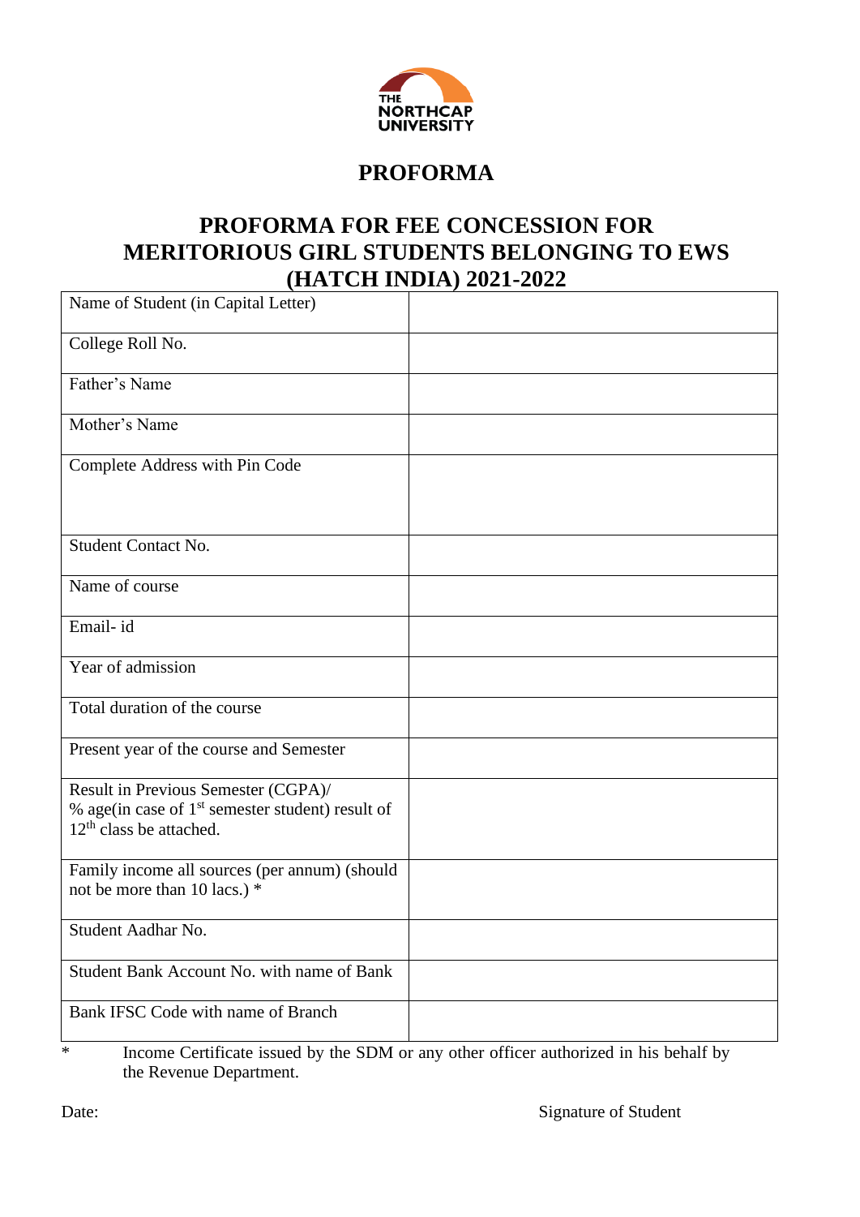THE NORTHCAP UNIVERSITY

# PROFORMA

## PROFORMA FOR FEE CONCESSION FOR MERITORIOUS GIRL STUDENTS BELONGING TO EWS (HATCH INDIA) 2021-2022

| Name of Student (in Capital Letter) | |
|---|---|
| College Roll No. | |
| Father's Name | |
| Mother's Name | |
| Complete Address with Pin Code | |
| Student Contact No. | |
| Name of course | |
| Email- id | |
| Year of admission | |
| Total duration of the course | |
| Present year of the course and Semester | |
| Result in Previous Semester (CGPA)/ % age(in case of 1st semester student) result of 12th class be attached. | |
| Family income all sources (per annum) (should not be more than 10 lacs.) * | |
| Student Aadhar No. | |
| Student Bank Account No. with name of Bank | |
| Bank IFSC Code with name of Branch | |

\* Income Certificate issued by the SDM or any other officer authorized in his behalf by the Revenue Department.

Date: Signature of Student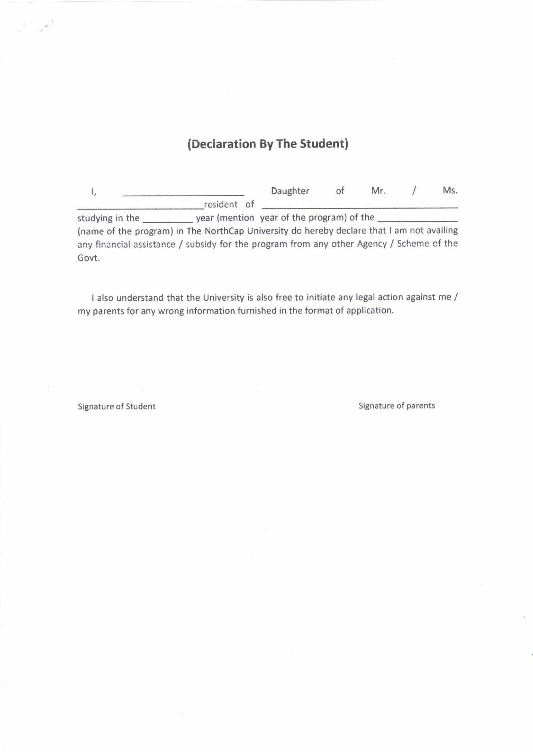## (Declaration By The Student)

I, ______________________ Daughter of Mr. / Ms. ______________________ resident of ______________________________________ studying in the _________ year (mention year of the program) of the ______________ (name of the program) in The NorthCap University do hereby declare that I am not availing any financial assistance / subsidy for the program from any other Agency / Scheme of the Govt.

I also understand that the University is also free to initiate any legal action against me / my parents for any wrong information furnished in the format of application.

Signature of Student

Signature of parents